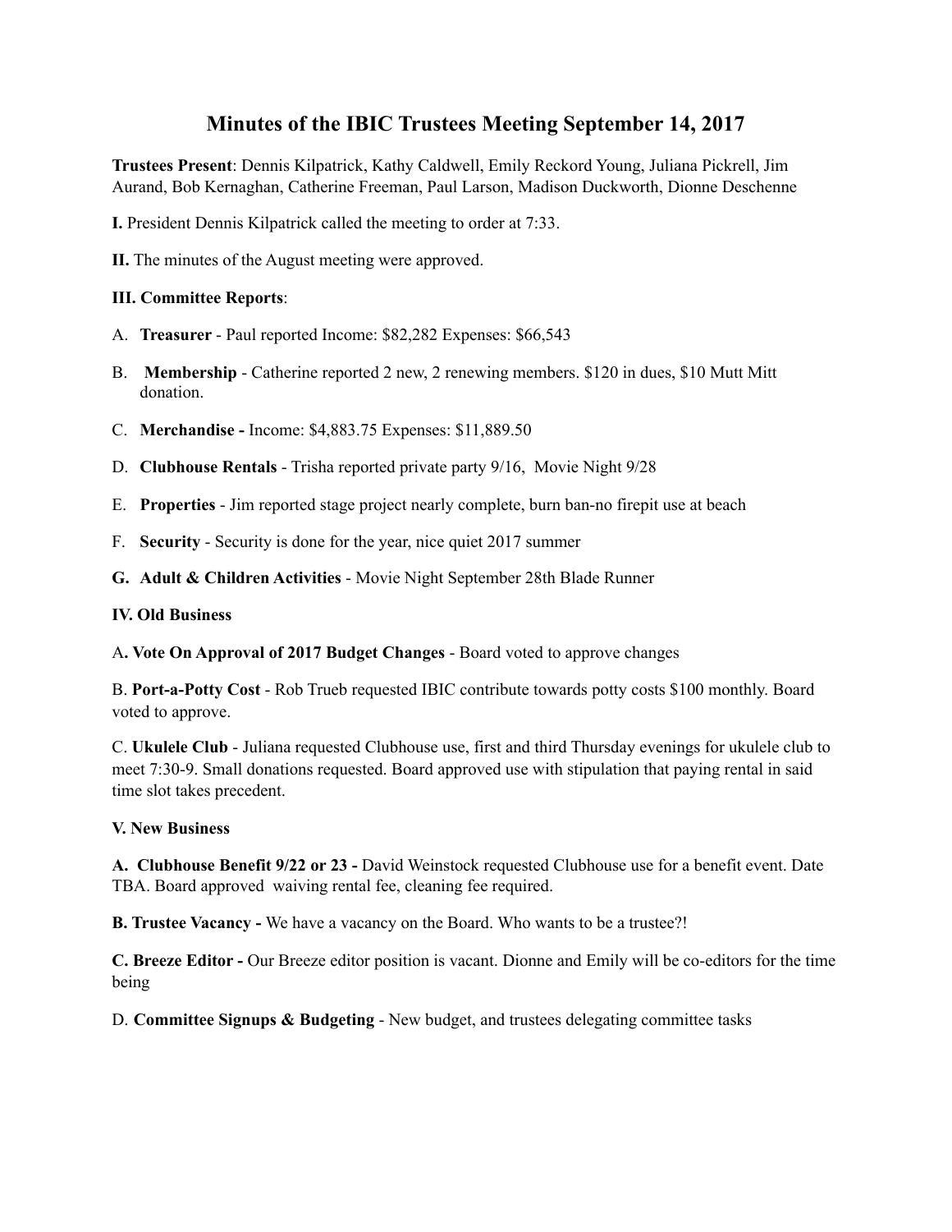# Minutes of the IBIC Trustees Meeting September 14, 2017

**Trustees Present**: Dennis Kilpatrick, Kathy Caldwell, Emily Reckord Young, Juliana Pickrell, Jim Aurand, Bob Kernaghan, Catherine Freeman, Paul Larson, Madison Duckworth, Dionne Deschenne

**I.** President Dennis Kilpatrick called the meeting to order at 7:33.

**II.** The minutes of the August meeting were approved.

**III. Committee Reports**:

A. **Treasurer** - Paul reported Income: $82,282 Expenses: $66,543

B. **Membership** - Catherine reported 2 new, 2 renewing members. $120 in dues, $10 Mutt Mitt donation.

C. **Merchandise -** Income: $4,883.75 Expenses: $11,889.50

D. **Clubhouse Rentals** - Trisha reported private party 9/16, Movie Night 9/28

E. **Properties** - Jim reported stage project nearly complete, burn ban-no firepit use at beach

F. **Security** - Security is done for the year, nice quiet 2017 summer

**G. Adult & Children Activities** - Movie Night September 28th Blade Runner

**IV. Old Business**

A**. Vote On Approval of 2017 Budget Changes** - Board voted to approve changes

B. **Port-a-Potty Cost** - Rob Trueb requested IBIC contribute towards potty costs $100 monthly. Board voted to approve.

C. **Ukulele Club** - Juliana requested Clubhouse use, first and third Thursday evenings for ukulele club to meet 7:30-9. Small donations requested. Board approved use with stipulation that paying rental in said time slot takes precedent.

**V. New Business**

**A. Clubhouse Benefit 9/22 or 23 -** David Weinstock requested Clubhouse use for a benefit event. Date TBA. Board approved waiving rental fee, cleaning fee required.

**B. Trustee Vacancy -** We have a vacancy on the Board. Who wants to be a trustee?!

**C. Breeze Editor -** Our Breeze editor position is vacant. Dionne and Emily will be co-editors for the time being

D. **Committee Signups & Budgeting** - New budget, and trustees delegating committee tasks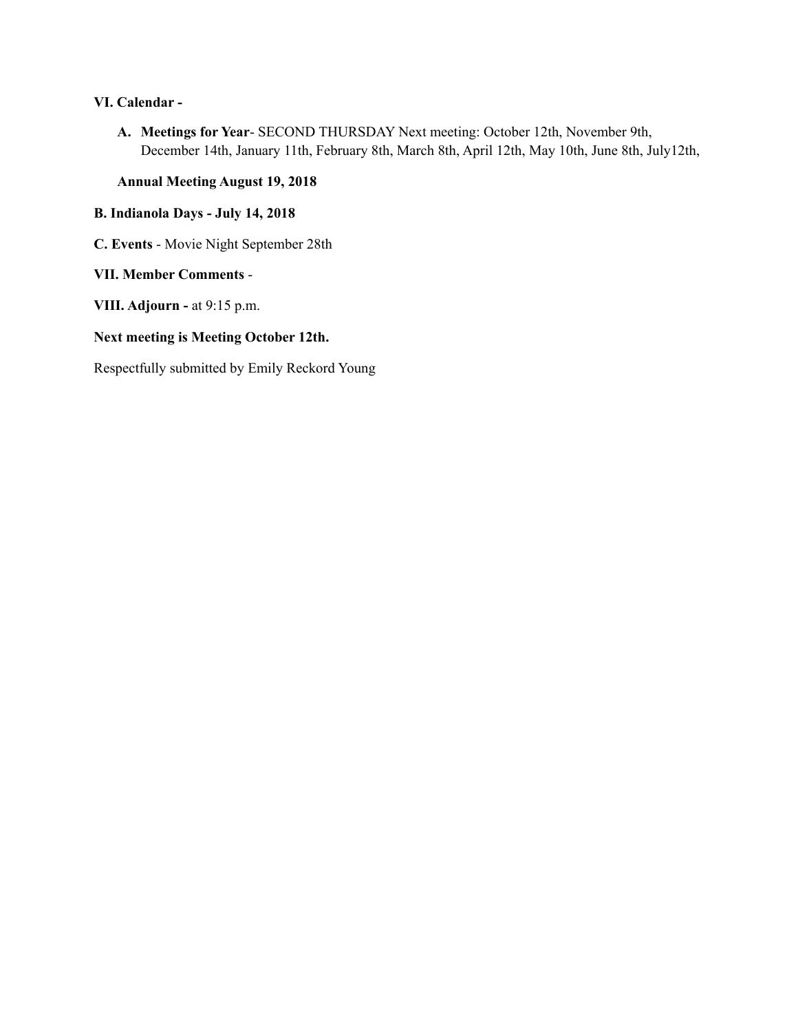**VI. Calendar -**

A. **Meetings for Year**- SECOND THURSDAY Next meeting: October 12th, November 9th, December 14th, January 11th, February 8th, March 8th, April 12th, May 10th, June 8th, July12th,

**Annual Meeting August 19, 2018**

**B. Indianola Days - July 14, 2018**

**C. Events** - Movie Night September 28th

**VII. Member Comments** -

**VIII. Adjourn -** at 9:15 p.m.

**Next meeting is Meeting October 12th.**

Respectfully submitted by Emily Reckord Young